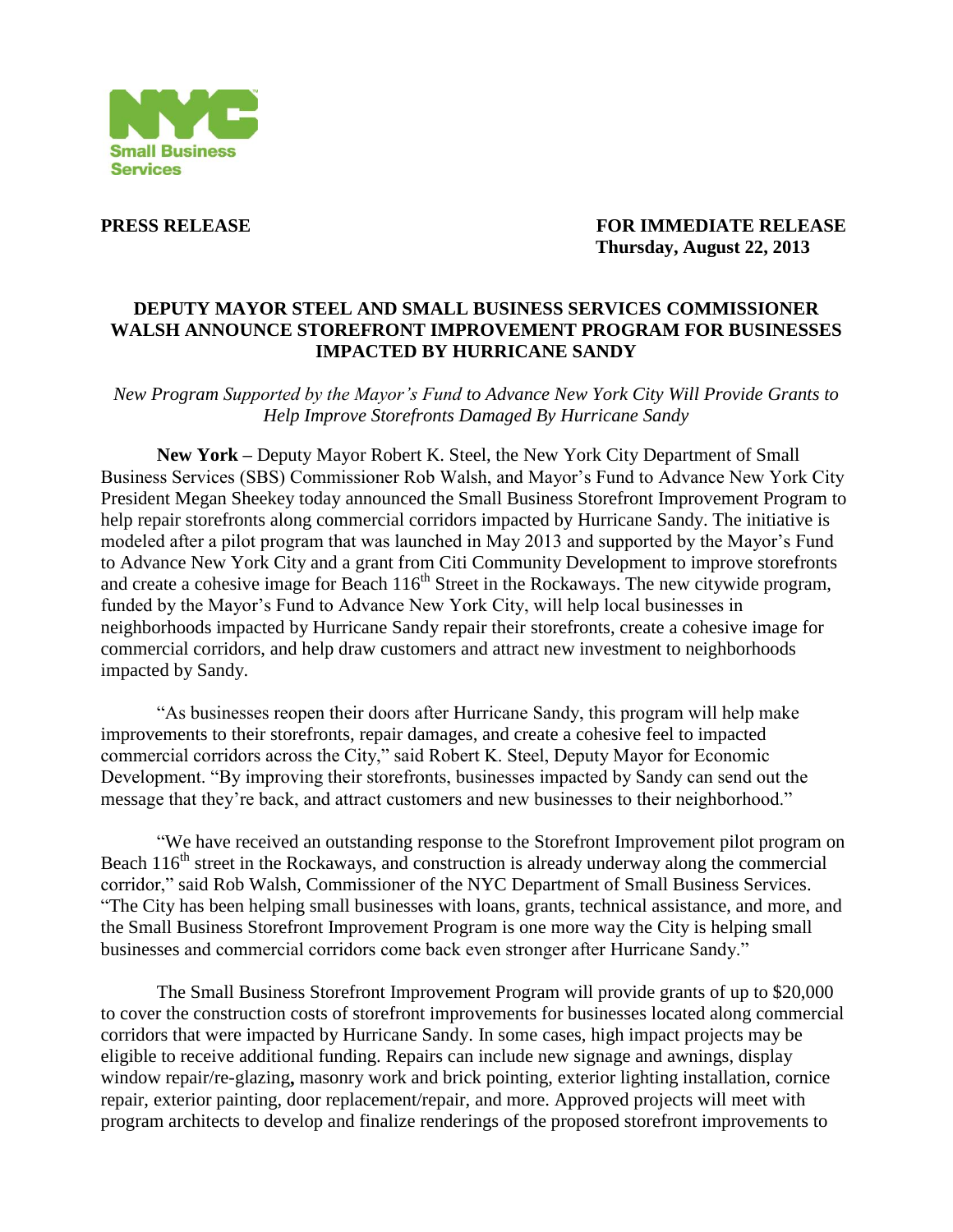NYC Small Business Services

**PRESS RELEASE** **FOR IMMEDIATE RELEASE**
**Thursday, August 22, 2013**

# DEPUTY MAYOR STEEL AND SMALL BUSINESS SERVICES COMMISSIONER WALSH ANNOUNCE STOREFRONT IMPROVEMENT PROGRAM FOR BUSINESSES IMPACTED BY HURRICANE SANDY

*New Program Supported by the Mayor's Fund to Advance New York City Will Provide Grants to Help Improve Storefronts Damaged By Hurricane Sandy*

**New York –** Deputy Mayor Robert K. Steel, the New York City Department of Small Business Services (SBS) Commissioner Rob Walsh, and Mayor's Fund to Advance New York City President Megan Sheekey today announced the Small Business Storefront Improvement Program to help repair storefronts along commercial corridors impacted by Hurricane Sandy. The initiative is modeled after a pilot program that was launched in May 2013 and supported by the Mayor's Fund to Advance New York City and a grant from Citi Community Development to improve storefronts and create a cohesive image for Beach 116th Street in the Rockaways. The new citywide program, funded by the Mayor's Fund to Advance New York City, will help local businesses in neighborhoods impacted by Hurricane Sandy repair their storefronts, create a cohesive image for commercial corridors, and help draw customers and attract new investment to neighborhoods impacted by Sandy.

"As businesses reopen their doors after Hurricane Sandy, this program will help make improvements to their storefronts, repair damages, and create a cohesive feel to impacted commercial corridors across the City," said Robert K. Steel, Deputy Mayor for Economic Development. "By improving their storefronts, businesses impacted by Sandy can send out the message that they're back, and attract customers and new businesses to their neighborhood."

"We have received an outstanding response to the Storefront Improvement pilot program on Beach 116th street in the Rockaways, and construction is already underway along the commercial corridor," said Rob Walsh, Commissioner of the NYC Department of Small Business Services. "The City has been helping small businesses with loans, grants, technical assistance, and more, and the Small Business Storefront Improvement Program is one more way the City is helping small businesses and commercial corridors come back even stronger after Hurricane Sandy."

The Small Business Storefront Improvement Program will provide grants of up to $20,000 to cover the construction costs of storefront improvements for businesses located along commercial corridors that were impacted by Hurricane Sandy. In some cases, high impact projects may be eligible to receive additional funding. Repairs can include new signage and awnings, display window repair/re-glazing**,** masonry work and brick pointing, exterior lighting installation, cornice repair, exterior painting, door replacement/repair, and more. Approved projects will meet with program architects to develop and finalize renderings of the proposed storefront improvements to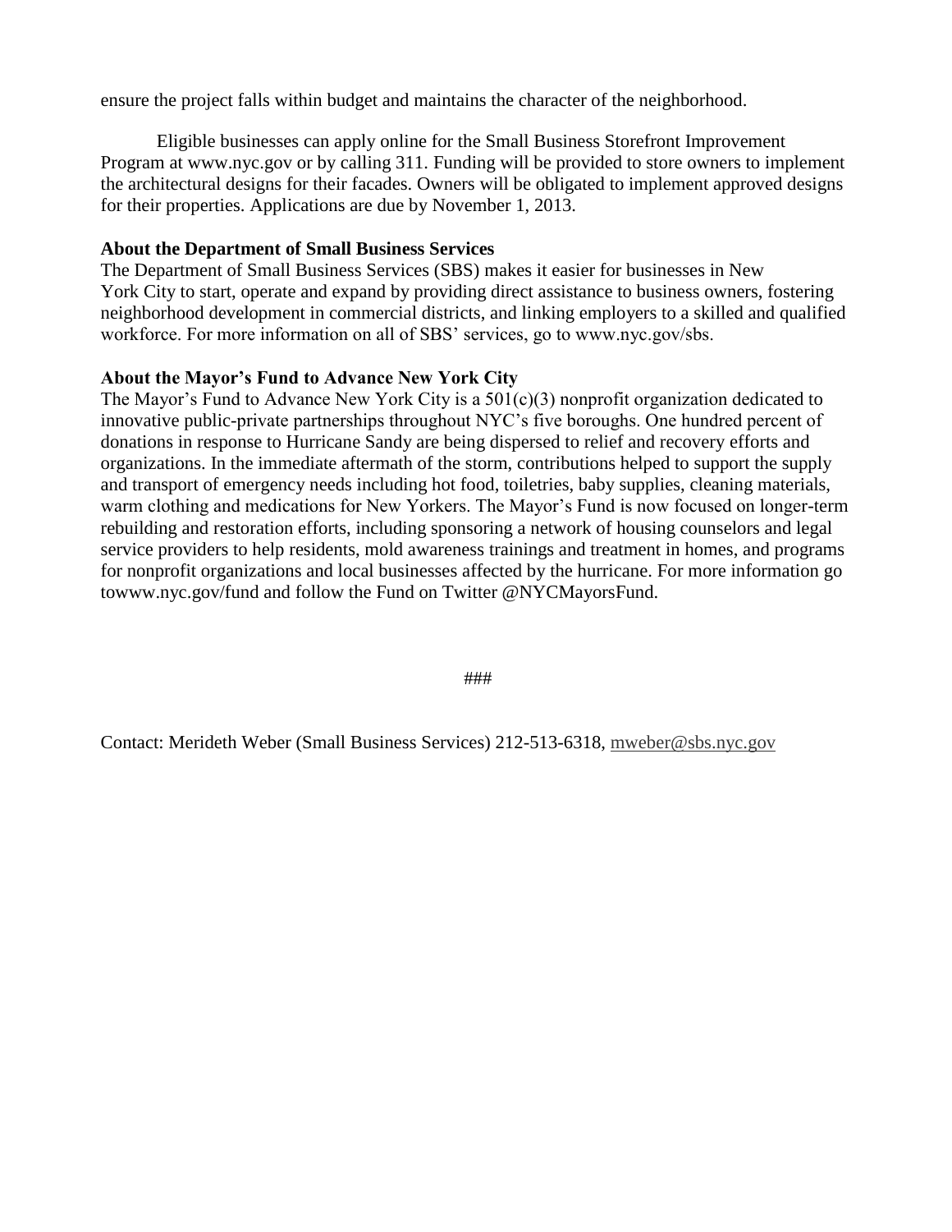ensure the project falls within budget and maintains the character of the neighborhood.

Eligible businesses can apply online for the Small Business Storefront Improvement Program at www.nyc.gov or by calling 311. Funding will be provided to store owners to implement the architectural designs for their facades. Owners will be obligated to implement approved designs for their properties. Applications are due by November 1, 2013.

**About the Department of Small Business Services**

The Department of Small Business Services (SBS) makes it easier for businesses in New York City to start, operate and expand by providing direct assistance to business owners, fostering neighborhood development in commercial districts, and linking employers to a skilled and qualified workforce. For more information on all of SBS' services, go to www.nyc.gov/sbs.

**About the Mayor's Fund to Advance New York City**

The Mayor's Fund to Advance New York City is a 501(c)(3) nonprofit organization dedicated to innovative public-private partnerships throughout NYC's five boroughs. One hundred percent of donations in response to Hurricane Sandy are being dispersed to relief and recovery efforts and organizations. In the immediate aftermath of the storm, contributions helped to support the supply and transport of emergency needs including hot food, toiletries, baby supplies, cleaning materials, warm clothing and medications for New Yorkers. The Mayor's Fund is now focused on longer-term rebuilding and restoration efforts, including sponsoring a network of housing counselors and legal service providers to help residents, mold awareness trainings and treatment in homes, and programs for nonprofit organizations and local businesses affected by the hurricane. For more information go towww.nyc.gov/fund and follow the Fund on Twitter @NYCMayorsFund.

###

Contact: Merideth Weber (Small Business Services) 212-513-6318, mweber@sbs.nyc.gov